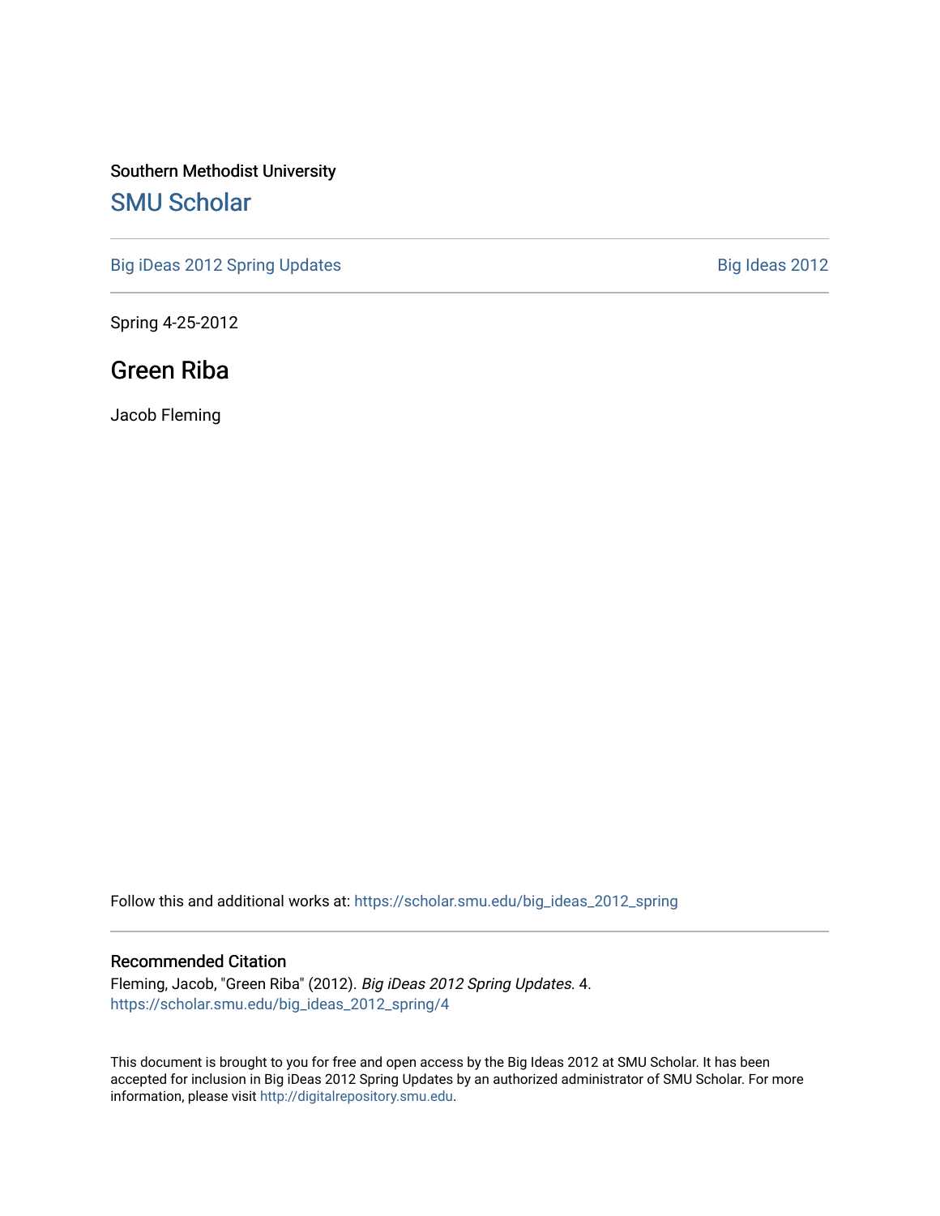Southern Methodist University

## SMU Scholar

Big iDeas 2012 Spring Updates | Big Ideas 2012

Spring 4-25-2012

# Green Riba

Jacob Fleming

Follow this and additional works at: https://scholar.smu.edu/big_ideas_2012_spring

### Recommended Citation

Fleming, Jacob, "Green Riba" (2012). *Big iDeas 2012 Spring Updates*. 4.
https://scholar.smu.edu/big_ideas_2012_spring/4

This document is brought to you for free and open access by the Big Ideas 2012 at SMU Scholar. It has been accepted for inclusion in Big iDeas 2012 Spring Updates by an authorized administrator of SMU Scholar. For more information, please visit http://digitalrepository.smu.edu.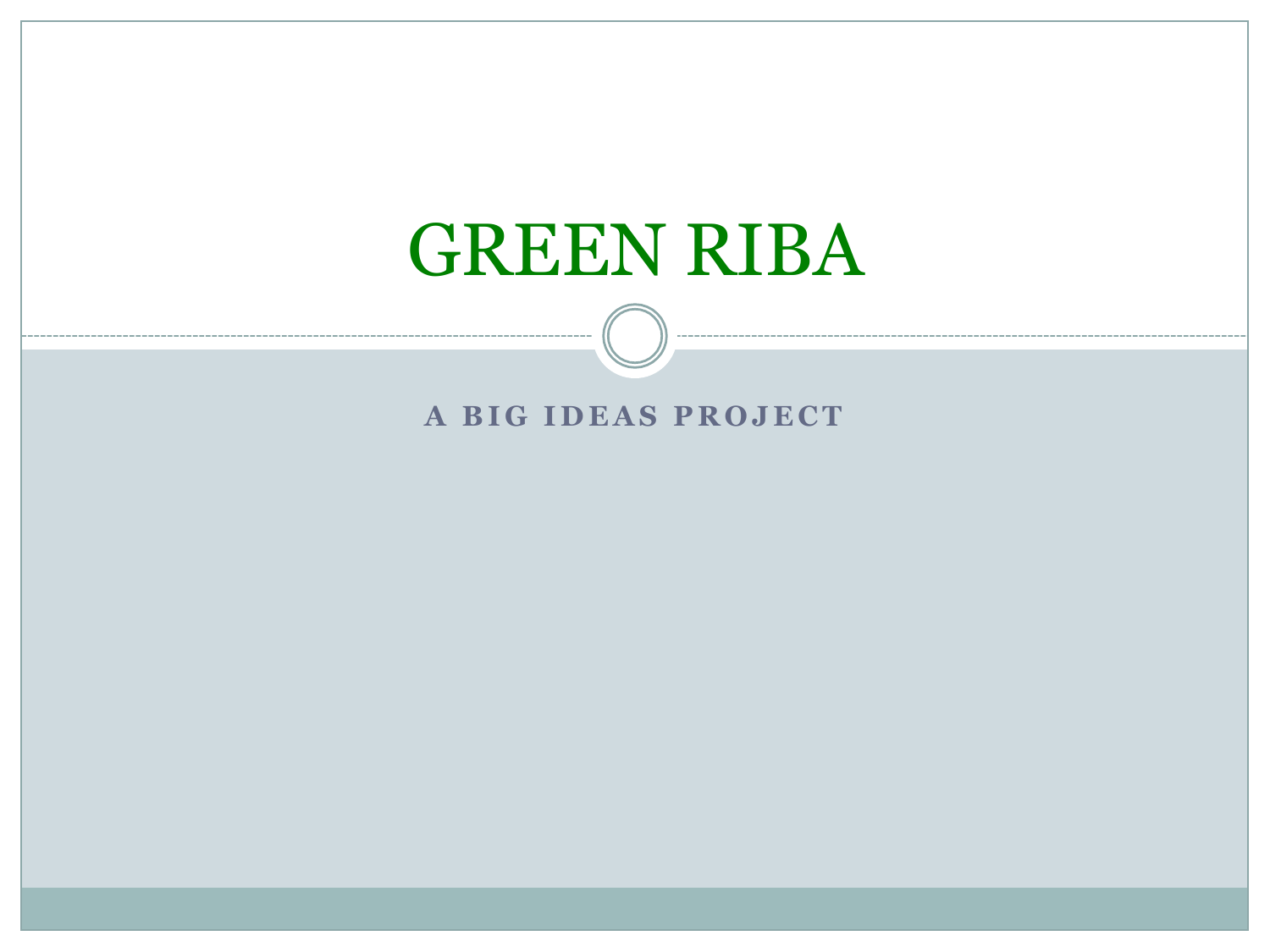# GREEN RIBA

**A BIG IDEAS PROJECT**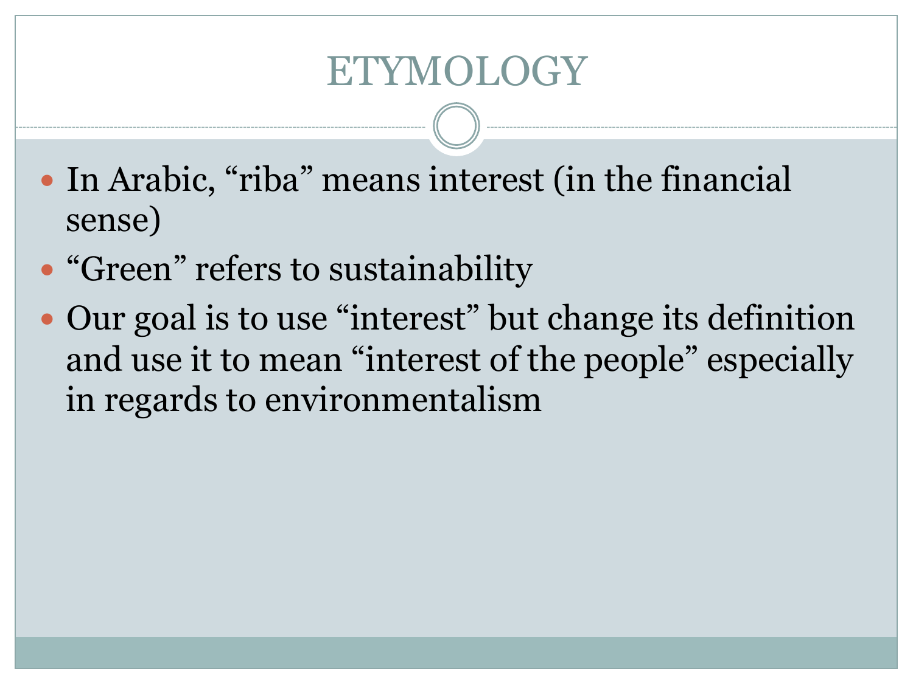# ETYMOLOGY

- In Arabic, “riba” means interest (in the financial sense)
- “Green” refers to sustainability
- Our goal is to use “interest” but change its definition and use it to mean “interest of the people” especially in regards to environmentalism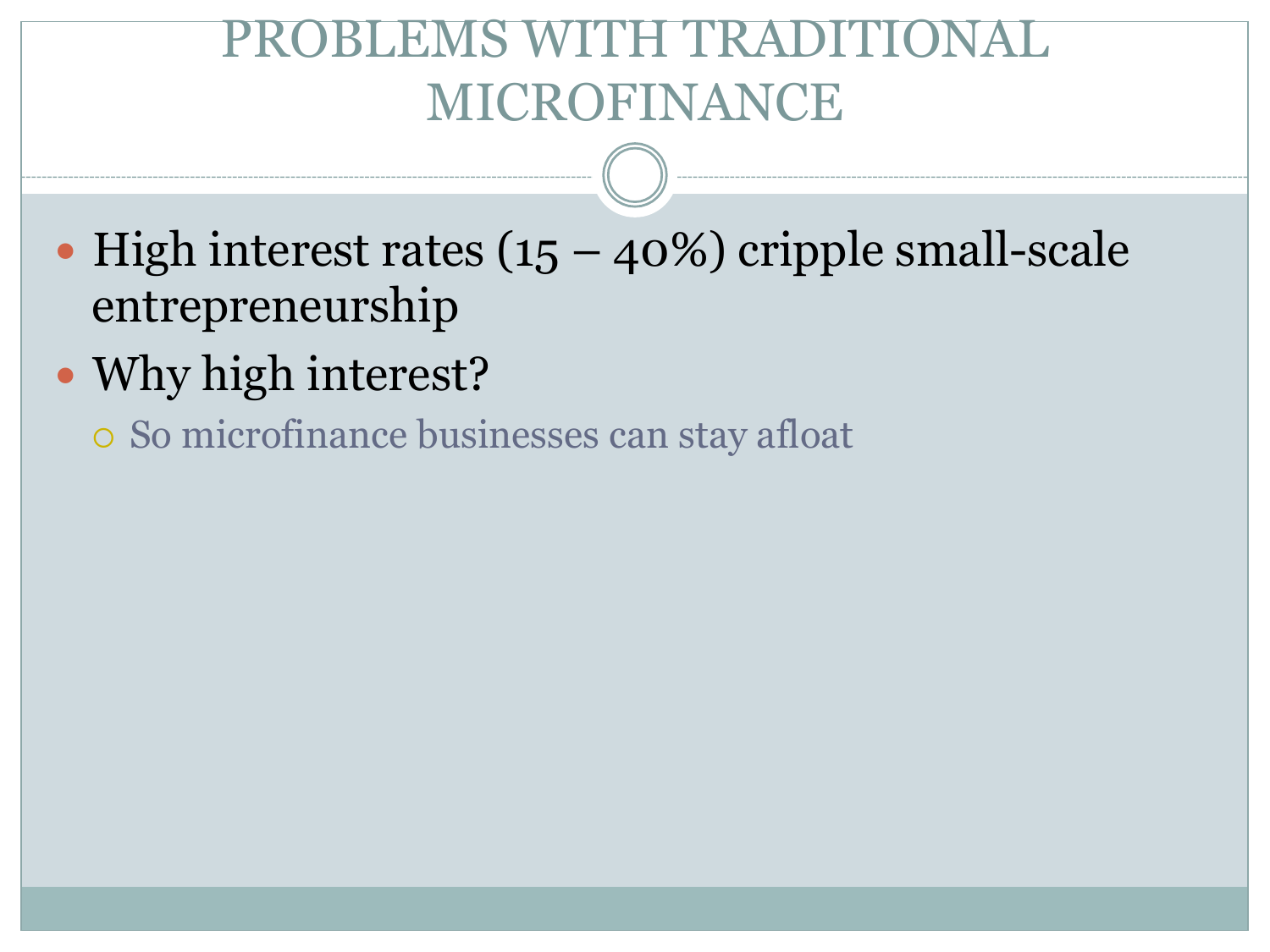# PROBLEMS WITH TRADITIONAL MICROFINANCE

- High interest rates (15 – 40%) cripple small-scale entrepreneurship
- Why high interest?
  - So microfinance businesses can stay afloat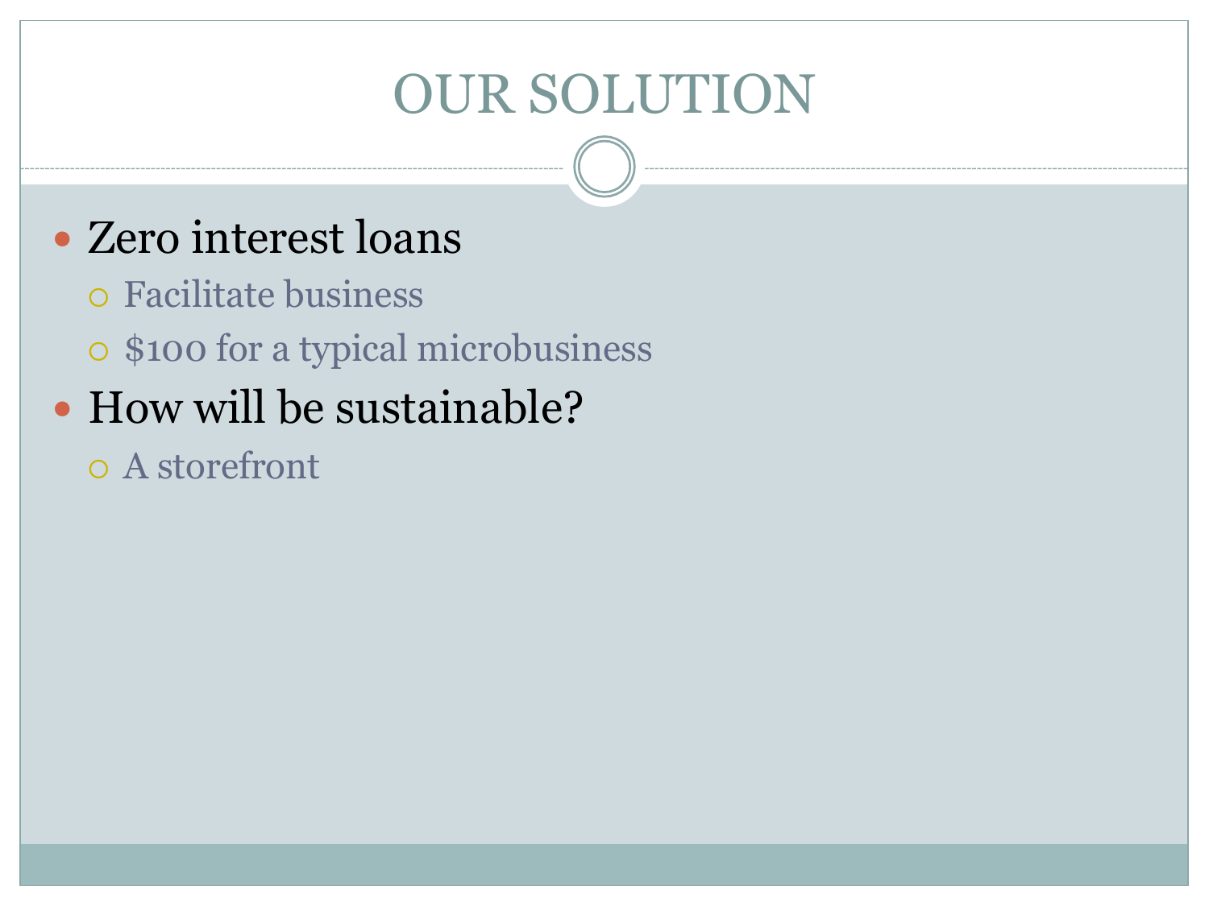# OUR SOLUTION

- Zero interest loans
  - Facilitate business
  - $100 for a typical microbusiness
- How will be sustainable?
  - A storefront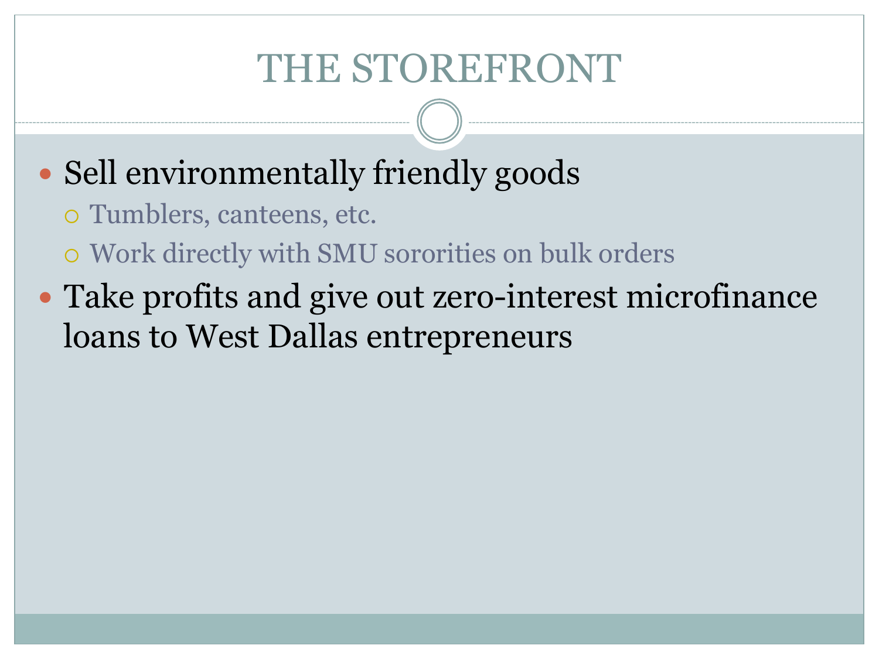# THE STOREFRONT

- Sell environmentally friendly goods
  - Tumblers, canteens, etc.
  - Work directly with SMU sororities on bulk orders
- Take profits and give out zero-interest microfinance loans to West Dallas entrepreneurs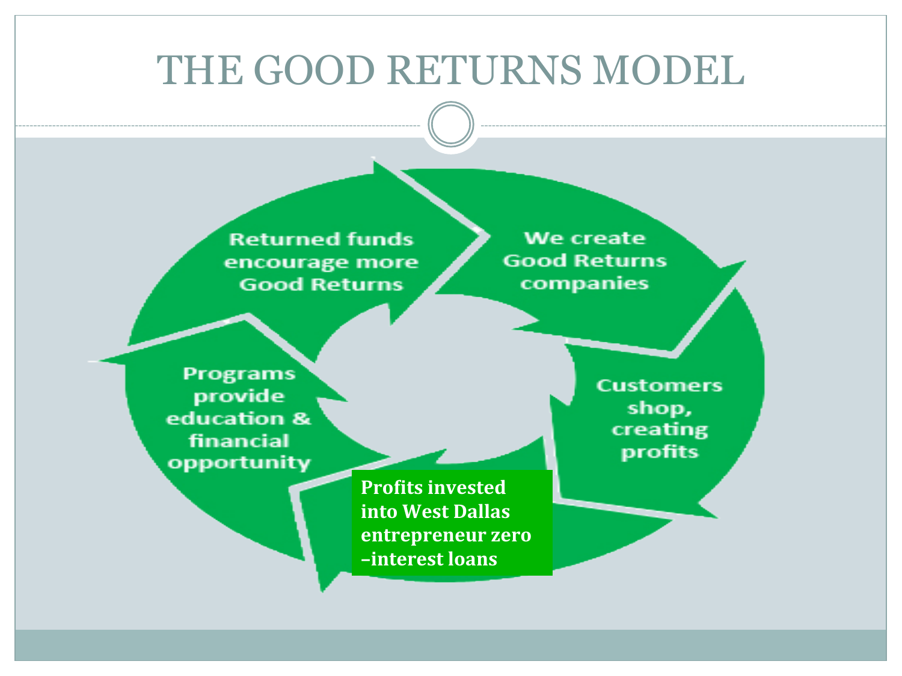# THE GOOD RETURNS MODEL

- We create Good Returns companies
- Customers shop, creating profits
- **Profits invested into West Dallas entrepreneur zero –interest loans**
- Programs provide education & financial opportunity
- Returned funds encourage more Good Returns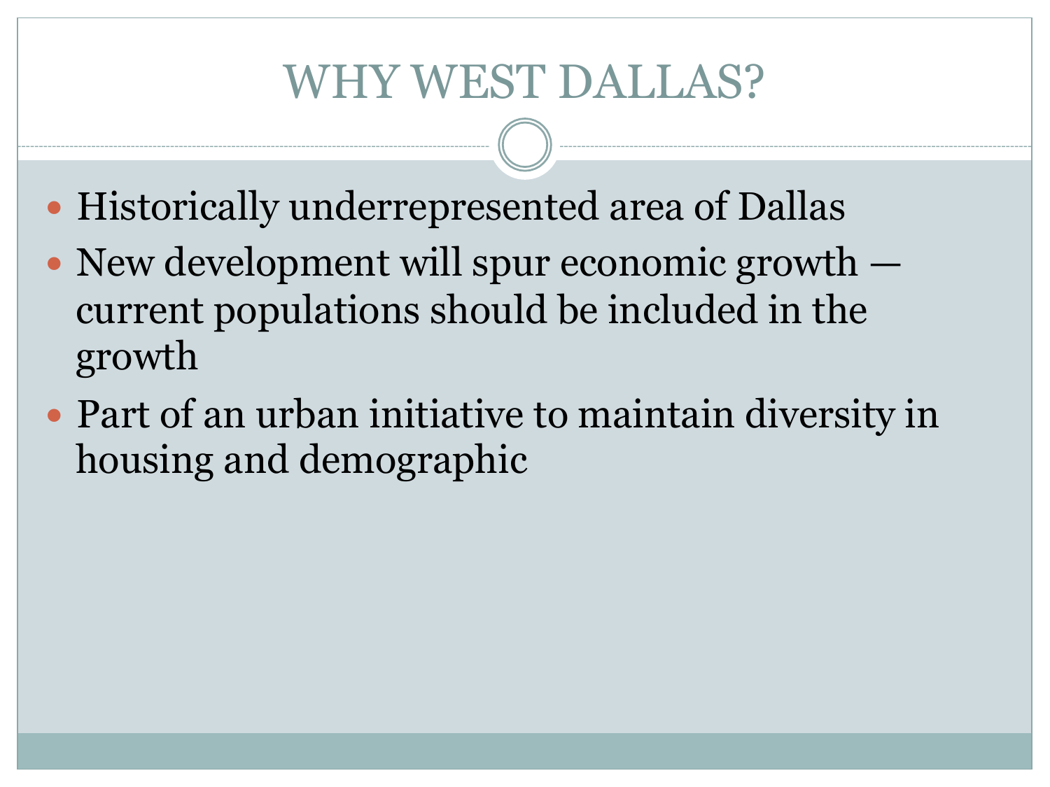# WHY WEST DALLAS?

- Historically underrepresented area of Dallas
- New development will spur economic growth — current populations should be included in the growth
- Part of an urban initiative to maintain diversity in housing and demographic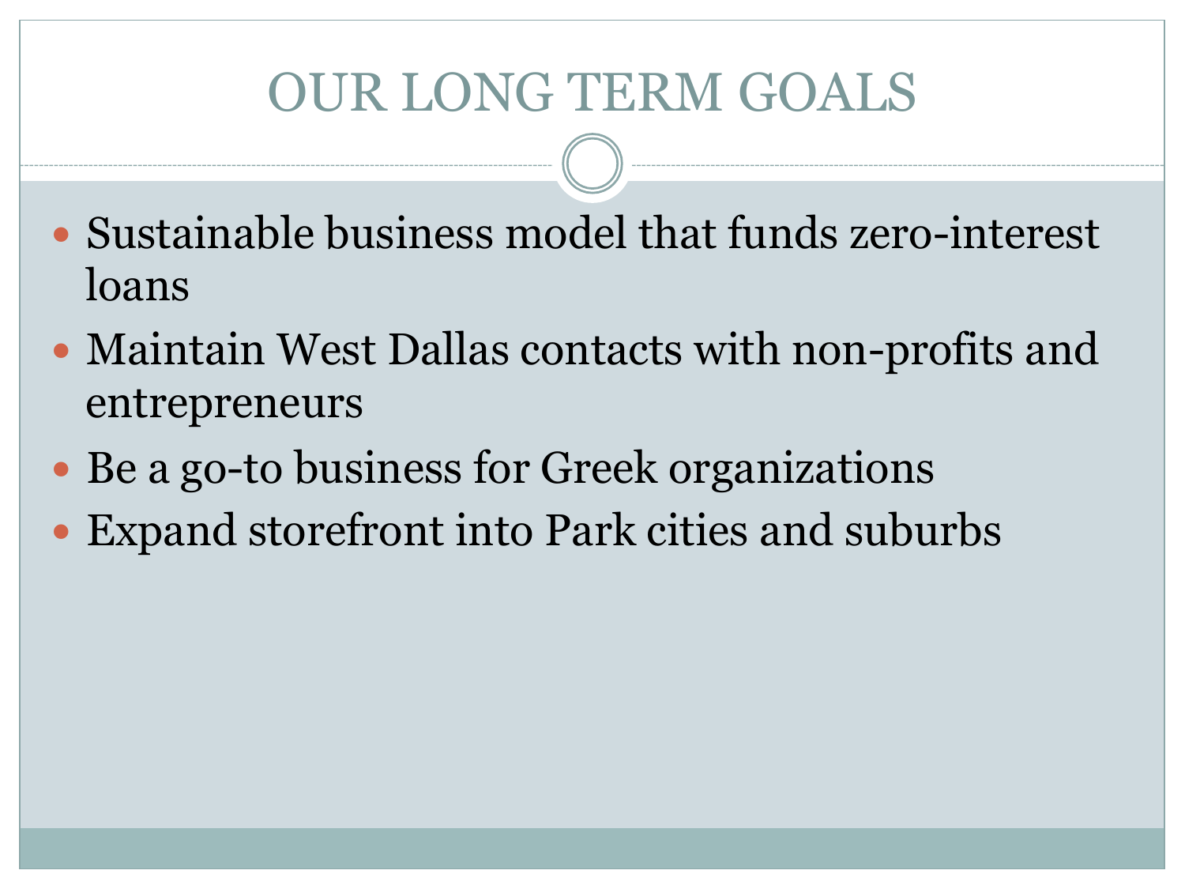# OUR LONG TERM GOALS

- Sustainable business model that funds zero-interest loans
- Maintain West Dallas contacts with non-profits and entrepreneurs
- Be a go-to business for Greek organizations
- Expand storefront into Park cities and suburbs